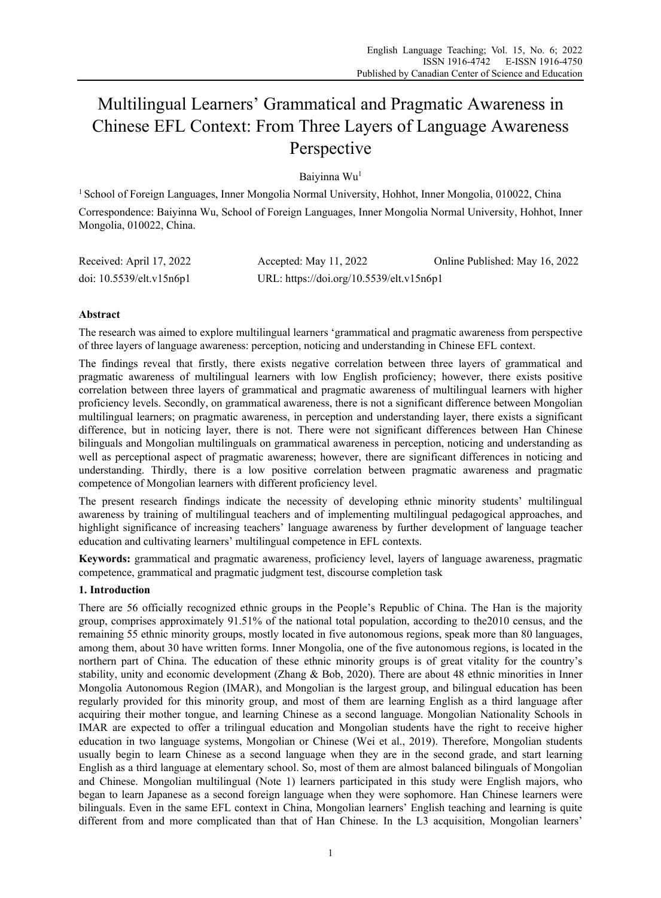# Multilingual Learners' Grammatical and Pragmatic Awareness in Chinese EFL Context: From Three Layers of Language Awareness Perspective

Baiyinna Wu[1]

[1] School of Foreign Languages, Inner Mongolia Normal University, Hohhot, Inner Mongolia, 010022, China

Correspondence: Baiyinna Wu, School of Foreign Languages, Inner Mongolia Normal University, Hohhot, Inner Mongolia, 010022, China.

| Received: April 17, 2022 | Accepted: May 11, 2022 | Online Published: May 16, 2022 |
|---|---|---|
| doi: 10.5539/elt.v15n6p1 | URL: https://doi.org/10.5539/elt.v15n6p1 | |

## Abstract

The research was aimed to explore multilingual learners 'grammatical and pragmatic awareness from perspective of three layers of language awareness: perception, noticing and understanding in Chinese EFL context.

The findings reveal that firstly, there exists negative correlation between three layers of grammatical and pragmatic awareness of multilingual learners with low English proficiency; however, there exists positive correlation between three layers of grammatical and pragmatic awareness of multilingual learners with higher proficiency levels. Secondly, on grammatical awareness, there is not a significant difference between Mongolian multilingual learners; on pragmatic awareness, in perception and understanding layer, there exists a significant difference, but in noticing layer, there is not. There were not significant differences between Han Chinese bilinguals and Mongolian multilinguals on grammatical awareness in perception, noticing and understanding as well as perceptional aspect of pragmatic awareness; however, there are significant differences in noticing and understanding. Thirdly, there is a low positive correlation between pragmatic awareness and pragmatic competence of Mongolian learners with different proficiency level.

The present research findings indicate the necessity of developing ethnic minority students' multilingual awareness by training of multilingual teachers and of implementing multilingual pedagogical approaches, and highlight significance of increasing teachers' language awareness by further development of language teacher education and cultivating learners' multilingual competence in EFL contexts.

**Keywords:** grammatical and pragmatic awareness, proficiency level, layers of language awareness, pragmatic competence, grammatical and pragmatic judgment test, discourse completion task

## 1. Introduction

There are 56 officially recognized ethnic groups in the People's Republic of China. The Han is the majority group, comprises approximately 91.51% of the national total population, according to the2010 census, and the remaining 55 ethnic minority groups, mostly located in five autonomous regions, speak more than 80 languages, among them, about 30 have written forms. Inner Mongolia, one of the five autonomous regions, is located in the northern part of China. The education of these ethnic minority groups is of great vitality for the country's stability, unity and economic development (Zhang & Bob, 2020). There are about 48 ethnic minorities in Inner Mongolia Autonomous Region (IMAR), and Mongolian is the largest group, and bilingual education has been regularly provided for this minority group, and most of them are learning English as a third language after acquiring their mother tongue, and learning Chinese as a second language. Mongolian Nationality Schools in IMAR are expected to offer a trilingual education and Mongolian students have the right to receive higher education in two language systems, Mongolian or Chinese (Wei et al., 2019). Therefore, Mongolian students usually begin to learn Chinese as a second language when they are in the second grade, and start learning English as a third language at elementary school. So, most of them are almost balanced bilinguals of Mongolian and Chinese. Mongolian multilingual (Note 1) learners participated in this study were English majors, who began to learn Japanese as a second foreign language when they were sophomore. Han Chinese learners were bilinguals. Even in the same EFL context in China, Mongolian learners' English teaching and learning is quite different from and more complicated than that of Han Chinese. In the L3 acquisition, Mongolian learners'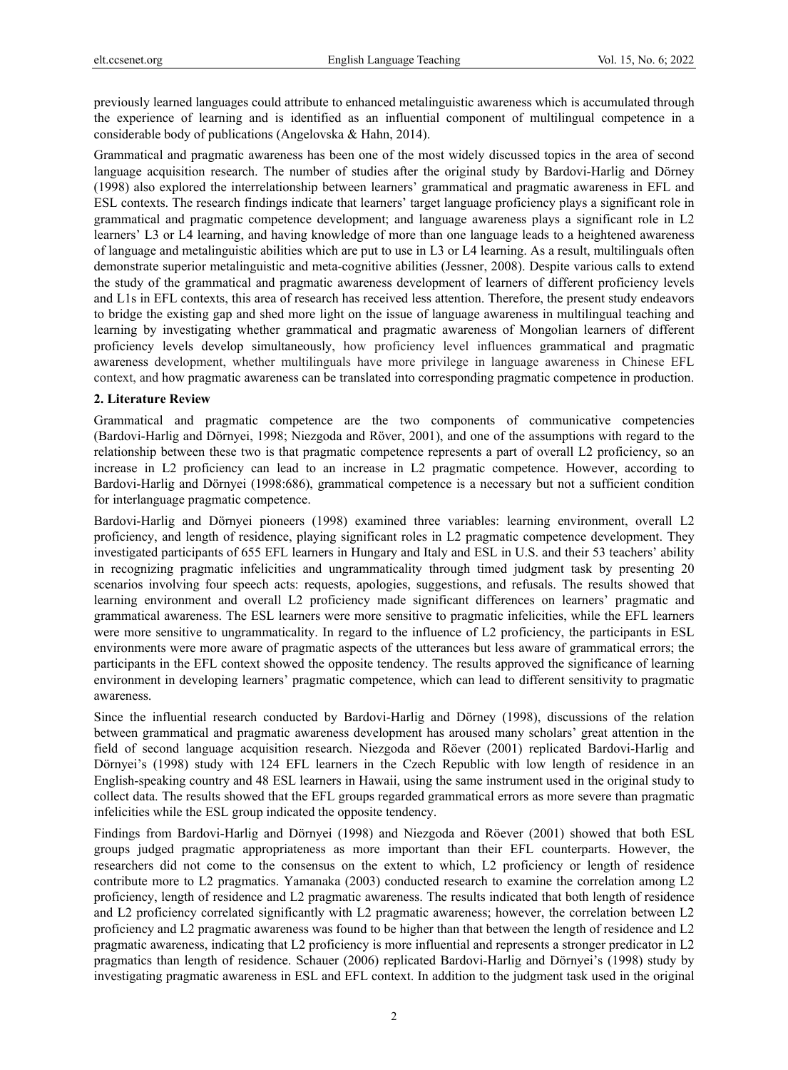previously learned languages could attribute to enhanced metalinguistic awareness which is accumulated through the experience of learning and is identified as an influential component of multilingual competence in a considerable body of publications (Angelovska & Hahn, 2014).

Grammatical and pragmatic awareness has been one of the most widely discussed topics in the area of second language acquisition research. The number of studies after the original study by Bardovi-Harlig and Dörney (1998) also explored the interrelationship between learners' grammatical and pragmatic awareness in EFL and ESL contexts. The research findings indicate that learners' target language proficiency plays a significant role in grammatical and pragmatic competence development; and language awareness plays a significant role in L2 learners' L3 or L4 learning, and having knowledge of more than one language leads to a heightened awareness of language and metalinguistic abilities which are put to use in L3 or L4 learning. As a result, multilinguals often demonstrate superior metalinguistic and meta-cognitive abilities (Jessner, 2008). Despite various calls to extend the study of the grammatical and pragmatic awareness development of learners of different proficiency levels and L1s in EFL contexts, this area of research has received less attention. Therefore, the present study endeavors to bridge the existing gap and shed more light on the issue of language awareness in multilingual teaching and learning by investigating whether grammatical and pragmatic awareness of Mongolian learners of different proficiency levels develop simultaneously, how proficiency level influences grammatical and pragmatic awareness development, whether multilinguals have more privilege in language awareness in Chinese EFL context, and how pragmatic awareness can be translated into corresponding pragmatic competence in production.

## 2. Literature Review

Grammatical and pragmatic competence are the two components of communicative competencies (Bardovi-Harlig and Dörnyei, 1998; Niezgoda and Röver, 2001), and one of the assumptions with regard to the relationship between these two is that pragmatic competence represents a part of overall L2 proficiency, so an increase in L2 proficiency can lead to an increase in L2 pragmatic competence. However, according to Bardovi-Harlig and Dörnyei (1998:686), grammatical competence is a necessary but not a sufficient condition for interlanguage pragmatic competence.

Bardovi-Harlig and Dörnyei pioneers (1998) examined three variables: learning environment, overall L2 proficiency, and length of residence, playing significant roles in L2 pragmatic competence development. They investigated participants of 655 EFL learners in Hungary and Italy and ESL in U.S. and their 53 teachers' ability in recognizing pragmatic infelicities and ungrammaticality through timed judgment task by presenting 20 scenarios involving four speech acts: requests, apologies, suggestions, and refusals. The results showed that learning environment and overall L2 proficiency made significant differences on learners' pragmatic and grammatical awareness. The ESL learners were more sensitive to pragmatic infelicities, while the EFL learners were more sensitive to ungrammaticality. In regard to the influence of L2 proficiency, the participants in ESL environments were more aware of pragmatic aspects of the utterances but less aware of grammatical errors; the participants in the EFL context showed the opposite tendency. The results approved the significance of learning environment in developing learners' pragmatic competence, which can lead to different sensitivity to pragmatic awareness.

Since the influential research conducted by Bardovi-Harlig and Dörney (1998), discussions of the relation between grammatical and pragmatic awareness development has aroused many scholars' great attention in the field of second language acquisition research. Niezgoda and Röever (2001) replicated Bardovi-Harlig and Dörnyei's (1998) study with 124 EFL learners in the Czech Republic with low length of residence in an English-speaking country and 48 ESL learners in Hawaii, using the same instrument used in the original study to collect data. The results showed that the EFL groups regarded grammatical errors as more severe than pragmatic infelicities while the ESL group indicated the opposite tendency.

Findings from Bardovi-Harlig and Dörnyei (1998) and Niezgoda and Röever (2001) showed that both ESL groups judged pragmatic appropriateness as more important than their EFL counterparts. However, the researchers did not come to the consensus on the extent to which, L2 proficiency or length of residence contribute more to L2 pragmatics. Yamanaka (2003) conducted research to examine the correlation among L2 proficiency, length of residence and L2 pragmatic awareness. The results indicated that both length of residence and L2 proficiency correlated significantly with L2 pragmatic awareness; however, the correlation between L2 proficiency and L2 pragmatic awareness was found to be higher than that between the length of residence and L2 pragmatic awareness, indicating that L2 proficiency is more influential and represents a stronger predicator in L2 pragmatics than length of residence. Schauer (2006) replicated Bardovi-Harlig and Dörnyei's (1998) study by investigating pragmatic awareness in ESL and EFL context. In addition to the judgment task used in the original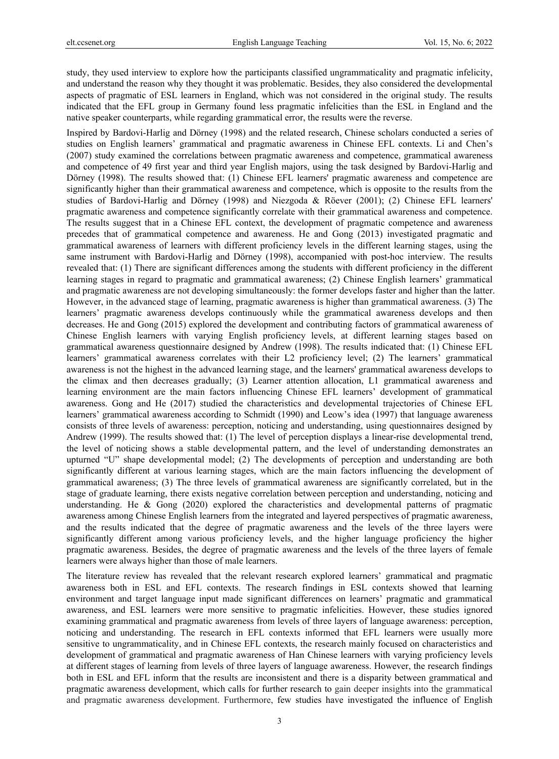study, they used interview to explore how the participants classified ungrammaticality and pragmatic infelicity, and understand the reason why they thought it was problematic. Besides, they also considered the developmental aspects of pragmatic of ESL learners in England, which was not considered in the original study. The results indicated that the EFL group in Germany found less pragmatic infelicities than the ESL in England and the native speaker counterparts, while regarding grammatical error, the results were the reverse.

Inspired by Bardovi-Harlig and Dörney (1998) and the related research, Chinese scholars conducted a series of studies on English learners' grammatical and pragmatic awareness in Chinese EFL contexts. Li and Chen's (2007) study examined the correlations between pragmatic awareness and competence, grammatical awareness and competence of 49 first year and third year English majors, using the task designed by Bardovi-Harlig and Dörney (1998). The results showed that: (1) Chinese EFL learners' pragmatic awareness and competence are significantly higher than their grammatical awareness and competence, which is opposite to the results from the studies of Bardovi-Harlig and Dörney (1998) and Niezgoda & Röever (2001); (2) Chinese EFL learners' pragmatic awareness and competence significantly correlate with their grammatical awareness and competence. The results suggest that in a Chinese EFL context, the development of pragmatic competence and awareness precedes that of grammatical competence and awareness. He and Gong (2013) investigated pragmatic and grammatical awareness of learners with different proficiency levels in the different learning stages, using the same instrument with Bardovi-Harlig and Dörney (1998), accompanied with post-hoc interview. The results revealed that: (1) There are significant differences among the students with different proficiency in the different learning stages in regard to pragmatic and grammatical awareness; (2) Chinese English learners' grammatical and pragmatic awareness are not developing simultaneously: the former develops faster and higher than the latter. However, in the advanced stage of learning, pragmatic awareness is higher than grammatical awareness. (3) The learners' pragmatic awareness develops continuously while the grammatical awareness develops and then decreases. He and Gong (2015) explored the development and contributing factors of grammatical awareness of Chinese English learners with varying English proficiency levels, at different learning stages based on grammatical awareness questionnaire designed by Andrew (1998). The results indicated that: (1) Chinese EFL learners' grammatical awareness correlates with their L2 proficiency level; (2) The learners' grammatical awareness is not the highest in the advanced learning stage, and the learners' grammatical awareness develops to the climax and then decreases gradually; (3) Learner attention allocation, L1 grammatical awareness and learning environment are the main factors influencing Chinese EFL learners' development of grammatical awareness. Gong and He (2017) studied the characteristics and developmental trajectories of Chinese EFL learners' grammatical awareness according to Schmidt (1990) and Leow's idea (1997) that language awareness consists of three levels of awareness: perception, noticing and understanding, using questionnaires designed by Andrew (1999). The results showed that: (1) The level of perception displays a linear-rise developmental trend, the level of noticing shows a stable developmental pattern, and the level of understanding demonstrates an upturned "U" shape developmental model; (2) The developments of perception and understanding are both significantly different at various learning stages, which are the main factors influencing the development of grammatical awareness; (3) The three levels of grammatical awareness are significantly correlated, but in the stage of graduate learning, there exists negative correlation between perception and understanding, noticing and understanding. He & Gong (2020) explored the characteristics and developmental patterns of pragmatic awareness among Chinese English learners from the integrated and layered perspectives of pragmatic awareness, and the results indicated that the degree of pragmatic awareness and the levels of the three layers were significantly different among various proficiency levels, and the higher language proficiency the higher pragmatic awareness. Besides, the degree of pragmatic awareness and the levels of the three layers of female learners were always higher than those of male learners.

The literature review has revealed that the relevant research explored learners' grammatical and pragmatic awareness both in ESL and EFL contexts. The research findings in ESL contexts showed that learning environment and target language input made significant differences on learners' pragmatic and grammatical awareness, and ESL learners were more sensitive to pragmatic infelicities. However, these studies ignored examining grammatical and pragmatic awareness from levels of three layers of language awareness: perception, noticing and understanding. The research in EFL contexts informed that EFL learners were usually more sensitive to ungrammaticality, and in Chinese EFL contexts, the research mainly focused on characteristics and development of grammatical and pragmatic awareness of Han Chinese learners with varying proficiency levels at different stages of learning from levels of three layers of language awareness. However, the research findings both in ESL and EFL inform that the results are inconsistent and there is a disparity between grammatical and pragmatic awareness development, which calls for further research to gain deeper insights into the grammatical and pragmatic awareness development. Furthermore, few studies have investigated the influence of English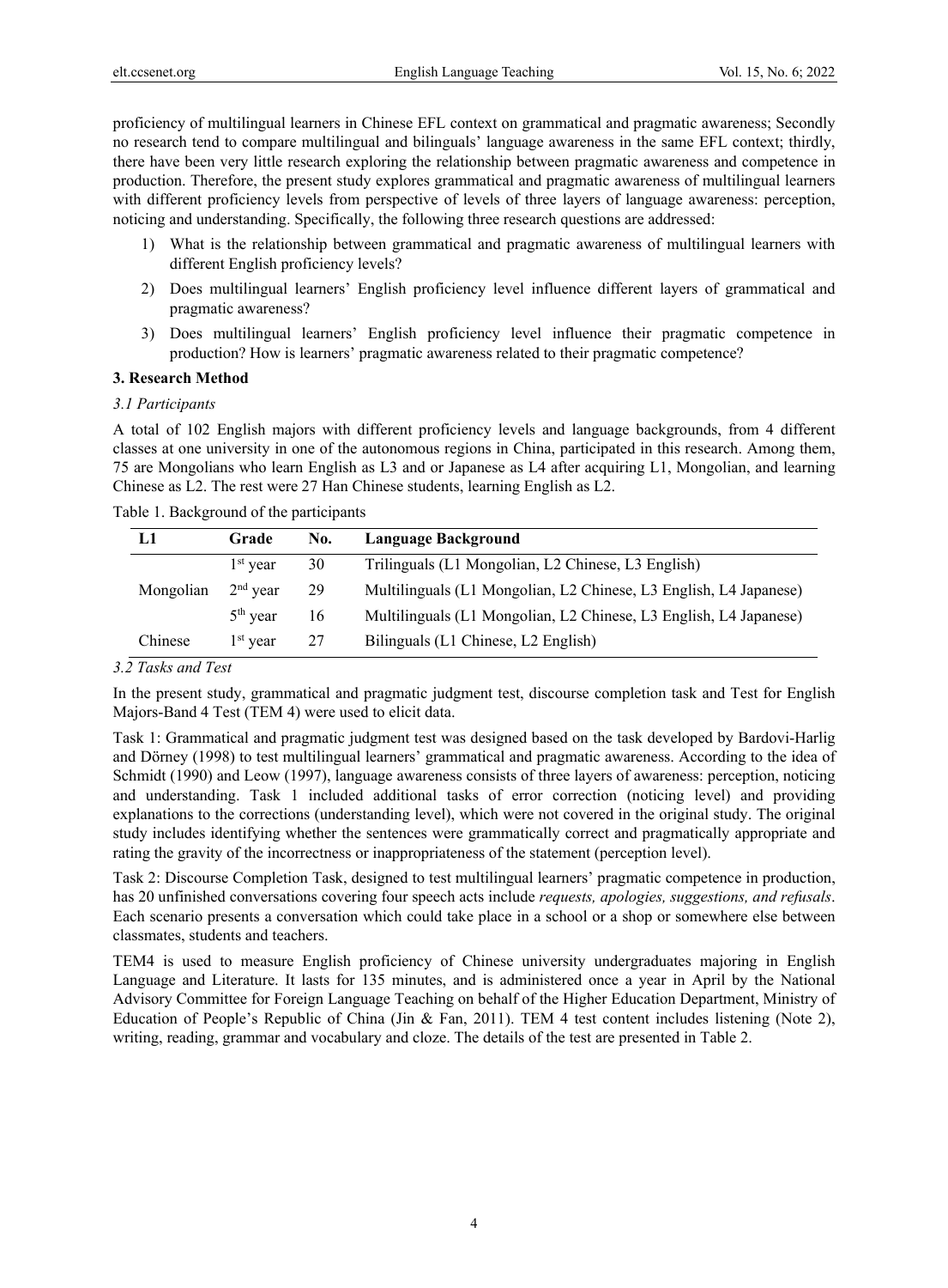proficiency of multilingual learners in Chinese EFL context on grammatical and pragmatic awareness; Secondly no research tend to compare multilingual and bilinguals' language awareness in the same EFL context; thirdly, there have been very little research exploring the relationship between pragmatic awareness and competence in production. Therefore, the present study explores grammatical and pragmatic awareness of multilingual learners with different proficiency levels from perspective of levels of three layers of language awareness: perception, noticing and understanding. Specifically, the following three research questions are addressed:

1) What is the relationship between grammatical and pragmatic awareness of multilingual learners with different English proficiency levels?
2) Does multilingual learners' English proficiency level influence different layers of grammatical and pragmatic awareness?
3) Does multilingual learners' English proficiency level influence their pragmatic competence in production? How is learners' pragmatic awareness related to their pragmatic competence?

## 3. Research Method

### *3.1 Participants*

A total of 102 English majors with different proficiency levels and language backgrounds, from 4 different classes at one university in one of the autonomous regions in China, participated in this research. Among them, 75 are Mongolians who learn English as L3 and or Japanese as L4 after acquiring L1, Mongolian, and learning Chinese as L2. The rest were 27 Han Chinese students, learning English as L2.

Table 1. Background of the participants

| L1 | Grade | No. | Language Background |
|---|---|---|---|
| | 1st year | 30 | Trilinguals (L1 Mongolian, L2 Chinese, L3 English) |
| Mongolian | 2nd year | 29 | Multilinguals (L1 Mongolian, L2 Chinese, L3 English, L4 Japanese) |
| | 5th year | 16 | Multilinguals (L1 Mongolian, L2 Chinese, L3 English, L4 Japanese) |
| Chinese | 1st year | 27 | Bilinguals (L1 Chinese, L2 English) |

### *3.2 Tasks and Test*

In the present study, grammatical and pragmatic judgment test, discourse completion task and Test for English Majors-Band 4 Test (TEM 4) were used to elicit data.

Task 1: Grammatical and pragmatic judgment test was designed based on the task developed by Bardovi-Harlig and Dörney (1998) to test multilingual learners' grammatical and pragmatic awareness. According to the idea of Schmidt (1990) and Leow (1997), language awareness consists of three layers of awareness: perception, noticing and understanding. Task 1 included additional tasks of error correction (noticing level) and providing explanations to the corrections (understanding level), which were not covered in the original study. The original study includes identifying whether the sentences were grammatically correct and pragmatically appropriate and rating the gravity of the incorrectness or inappropriateness of the statement (perception level).

Task 2: Discourse Completion Task, designed to test multilingual learners' pragmatic competence in production, has 20 unfinished conversations covering four speech acts include *requests, apologies, suggestions, and refusals*. Each scenario presents a conversation which could take place in a school or a shop or somewhere else between classmates, students and teachers.

TEM4 is used to measure English proficiency of Chinese university undergraduates majoring in English Language and Literature. It lasts for 135 minutes, and is administered once a year in April by the National Advisory Committee for Foreign Language Teaching on behalf of the Higher Education Department, Ministry of Education of People's Republic of China (Jin & Fan, 2011). TEM 4 test content includes listening (Note 2), writing, reading, grammar and vocabulary and cloze. The details of the test are presented in Table 2.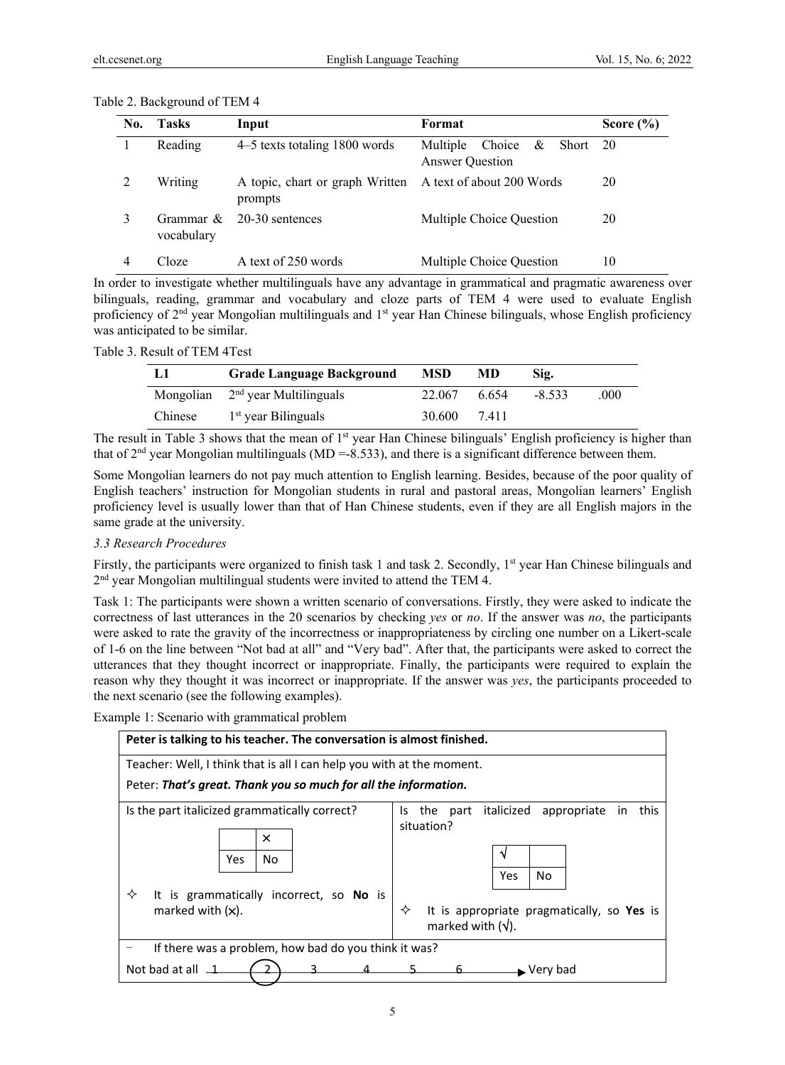Table 2. Background of TEM 4

| No. | Tasks | Input | Format | Score (%) |
|---|---|---|---|---|
| 1 | Reading | 4–5 texts totaling 1800 words | Multiple Choice & Short Answer Question | 20 |
| 2 | Writing | A topic, chart or graph Written prompts | A text of about 200 Words | 20 |
| 3 | Grammar & vocabulary | 20-30 sentences | Multiple Choice Question | 20 |
| 4 | Cloze | A text of 250 words | Multiple Choice Question | 10 |

In order to investigate whether multilinguals have any advantage in grammatical and pragmatic awareness over bilinguals, reading, grammar and vocabulary and cloze parts of TEM 4 were used to evaluate English proficiency of 2nd year Mongolian multilinguals and 1st year Han Chinese bilinguals, whose English proficiency was anticipated to be similar.

Table 3. Result of TEM 4Test

| L1 | Grade Language Background | MSD | MD | Sig. | |
|---|---|---|---|---|---|
| Mongolian | 2nd year Multilinguals | 22.067 | 6.654 | -8.533 | .000 |
| Chinese | 1st year Bilinguals | 30.600 | 7.411 | | |

The result in Table 3 shows that the mean of 1st year Han Chinese bilinguals' English proficiency is higher than that of 2nd year Mongolian multilinguals (MD =-8.533), and there is a significant difference between them.

Some Mongolian learners do not pay much attention to English learning. Besides, because of the poor quality of English teachers' instruction for Mongolian students in rural and pastoral areas, Mongolian learners' English proficiency level is usually lower than that of Han Chinese students, even if they are all English majors in the same grade at the university.

### 3.3 Research Procedures

Firstly, the participants were organized to finish task 1 and task 2. Secondly, 1st year Han Chinese bilinguals and 2nd year Mongolian multilingual students were invited to attend the TEM 4.

Task 1: The participants were shown a written scenario of conversations. Firstly, they were asked to indicate the correctness of last utterances in the 20 scenarios by checking *yes* or *no*. If the answer was *no*, the participants were asked to rate the gravity of the incorrectness or inappropriateness by circling one number on a Likert-scale of 1-6 on the line between "Not bad at all" and "Very bad". After that, the participants were asked to correct the utterances that they thought incorrect or inappropriate. Finally, the participants were required to explain the reason why they thought it was incorrect or inappropriate. If the answer was *yes*, the participants proceeded to the next scenario (see the following examples).

Example 1: Scenario with grammatical problem

| **Peter is talking to his teacher. The conversation is almost finished.** | |
|---|---|
| Teacher: Well, I think that is all I can help you with at the moment. <br> Peter: ***That's great. Thank you so much for all the information.*** | |
| Is the part italicized grammatically correct? <br> Yes: ☐ No: × <br> ✧ It is grammatically incorrect, so **No** is marked with (×). | Is the part italicized appropriate in this situation? <br> Yes: √ No: ☐ <br> ✧ It is appropriate pragmatically, so **Yes** is marked with (√). |
| – If there was a problem, how bad do you think it was? <br> Not bad at all 1 (2) 3 4 5 6 → Very bad | |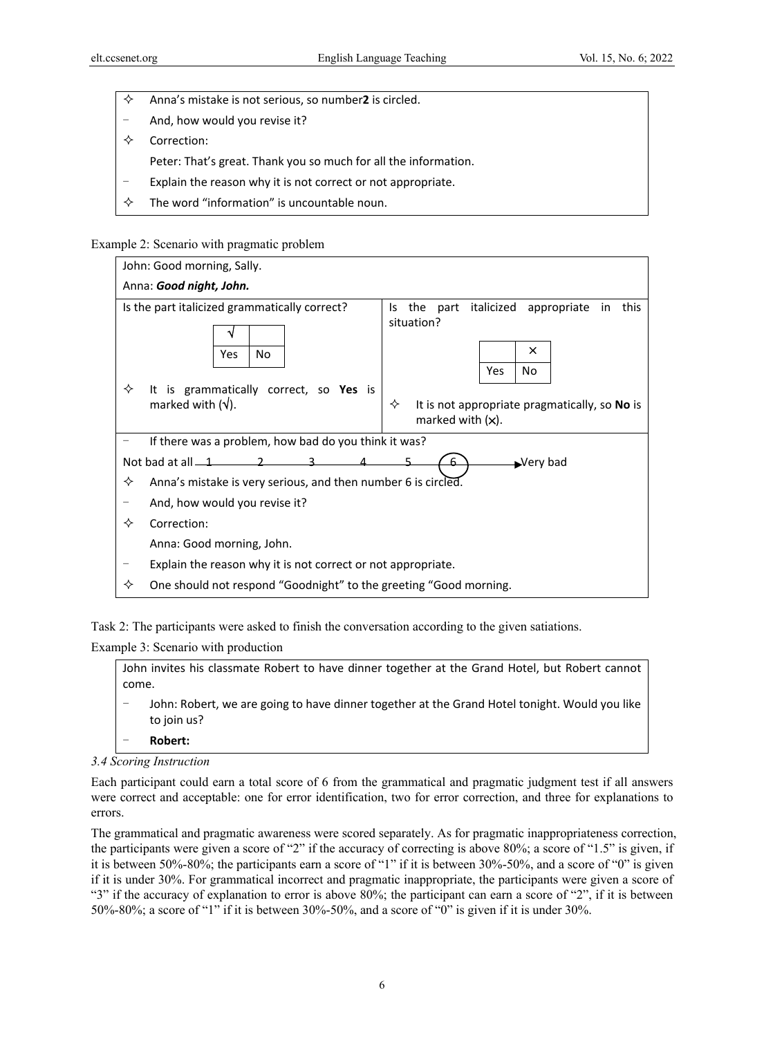- ✧ Anna's mistake is not serious, so number **2** is circled.
- − And, how would you revise it?
- ✧ Correction:

  Peter: That's great. Thank you so much for all the information.
- − Explain the reason why it is not correct or not appropriate.
- ✧ The word "information" is uncountable noun.

Example 2: Scenario with pragmatic problem

John: Good morning, Sally.

Anna: ***Good night, John.***

| Is the part italicized grammatically correct? | Is the part italicized appropriate in this situation? |
|---|---|
| Yes: √ / No: | Yes: / No: × |
| ✧ It is grammatically correct, so **Yes** is marked with (√). | ✧ It is not appropriate pragmatically, so **No** is marked with (×). |

- − If there was a problem, how bad do you think it was?

Not bad at all — 1 — 2 — 3 — 4 — 5 — (6) → Very bad

- ✧ Anna's mistake is very serious, and then number 6 is circled.
- − And, how would you revise it?
- ✧ Correction:

  Anna: Good morning, John.
- − Explain the reason why it is not correct or not appropriate.
- ✧ One should not respond "Goodnight" to the greeting "Good morning.

Task 2: The participants were asked to finish the conversation according to the given satiations.

Example 3: Scenario with production

John invites his classmate Robert to have dinner together at the Grand Hotel, but Robert cannot come.

- − John: Robert, we are going to have dinner together at the Grand Hotel tonight. Would you like to join us?
- − **Robert:**

*3.4 Scoring Instruction*

Each participant could earn a total score of 6 from the grammatical and pragmatic judgment test if all answers were correct and acceptable: one for error identification, two for error correction, and three for explanations to errors.

The grammatical and pragmatic awareness were scored separately. As for pragmatic inappropriateness correction, the participants were given a score of "2" if the accuracy of correcting is above 80%; a score of "1.5" is given, if it is between 50%-80%; the participants earn a score of "1" if it is between 30%-50%, and a score of "0" is given if it is under 30%. For grammatical incorrect and pragmatic inappropriate, the participants were given a score of "3" if the accuracy of explanation to error is above 80%; the participant can earn a score of "2", if it is between 50%-80%; a score of "1" if it is between 30%-50%, and a score of "0" is given if it is under 30%.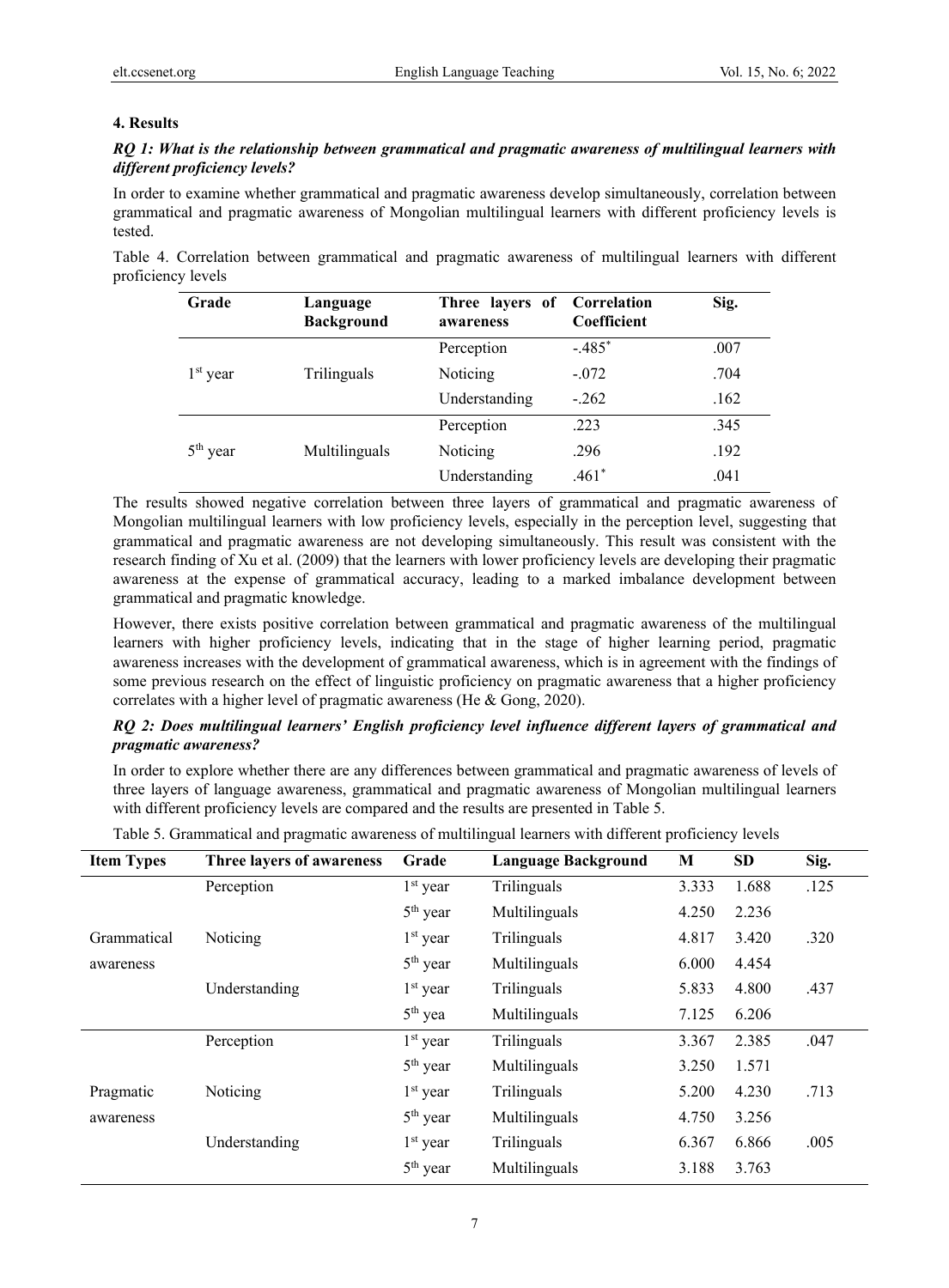## 4. Results

***RQ 1: What is the relationship between grammatical and pragmatic awareness of multilingual learners with different proficiency levels?***

In order to examine whether grammatical and pragmatic awareness develop simultaneously, correlation between grammatical and pragmatic awareness of Mongolian multilingual learners with different proficiency levels is tested.

Table 4. Correlation between grammatical and pragmatic awareness of multilingual learners with different proficiency levels

| Grade | Language Background | Three layers of awareness | Correlation Coefficient | Sig. |
|---|---|---|---|---|
| 1st year | Trilinguals | Perception | -.485* | .007 |
| | | Noticing | -.072 | .704 |
| | | Understanding | -.262 | .162 |
| 5th year | Multilinguals | Perception | .223 | .345 |
| | | Noticing | .296 | .192 |
| | | Understanding | .461* | .041 |

The results showed negative correlation between three layers of grammatical and pragmatic awareness of Mongolian multilingual learners with low proficiency levels, especially in the perception level, suggesting that grammatical and pragmatic awareness are not developing simultaneously. This result was consistent with the research finding of Xu et al. (2009) that the learners with lower proficiency levels are developing their pragmatic awareness at the expense of grammatical accuracy, leading to a marked imbalance development between grammatical and pragmatic knowledge.

However, there exists positive correlation between grammatical and pragmatic awareness of the multilingual learners with higher proficiency levels, indicating that in the stage of higher learning period, pragmatic awareness increases with the development of grammatical awareness, which is in agreement with the findings of some previous research on the effect of linguistic proficiency on pragmatic awareness that a higher proficiency correlates with a higher level of pragmatic awareness (He & Gong, 2020).

***RQ 2: Does multilingual learners' English proficiency level influence different layers of grammatical and pragmatic awareness?***

In order to explore whether there are any differences between grammatical and pragmatic awareness of levels of three layers of language awareness, grammatical and pragmatic awareness of Mongolian multilingual learners with different proficiency levels are compared and the results are presented in Table 5.

Table 5. Grammatical and pragmatic awareness of multilingual learners with different proficiency levels

| Item Types | Three layers of awareness | Grade | Language Background | M | SD | Sig. |
|---|---|---|---|---|---|---|
| Grammatical awareness | Perception | 1st year | Trilinguals | 3.333 | 1.688 | .125 |
| | | 5th year | Multilinguals | 4.250 | 2.236 | |
| | Noticing | 1st year | Trilinguals | 4.817 | 3.420 | .320 |
| | | 5th year | Multilinguals | 6.000 | 4.454 | |
| | Understanding | 1st year | Trilinguals | 5.833 | 4.800 | .437 |
| | | 5th yea | Multilinguals | 7.125 | 6.206 | |
| Pragmatic awareness | Perception | 1st year | Trilinguals | 3.367 | 2.385 | .047 |
| | | 5th year | Multilinguals | 3.250 | 1.571 | |
| | Noticing | 1st year | Trilinguals | 5.200 | 4.230 | .713 |
| | | 5th year | Multilinguals | 4.750 | 3.256 | |
| | Understanding | 1st year | Trilinguals | 6.367 | 6.866 | .005 |
| | | 5th year | Multilinguals | 3.188 | 3.763 | |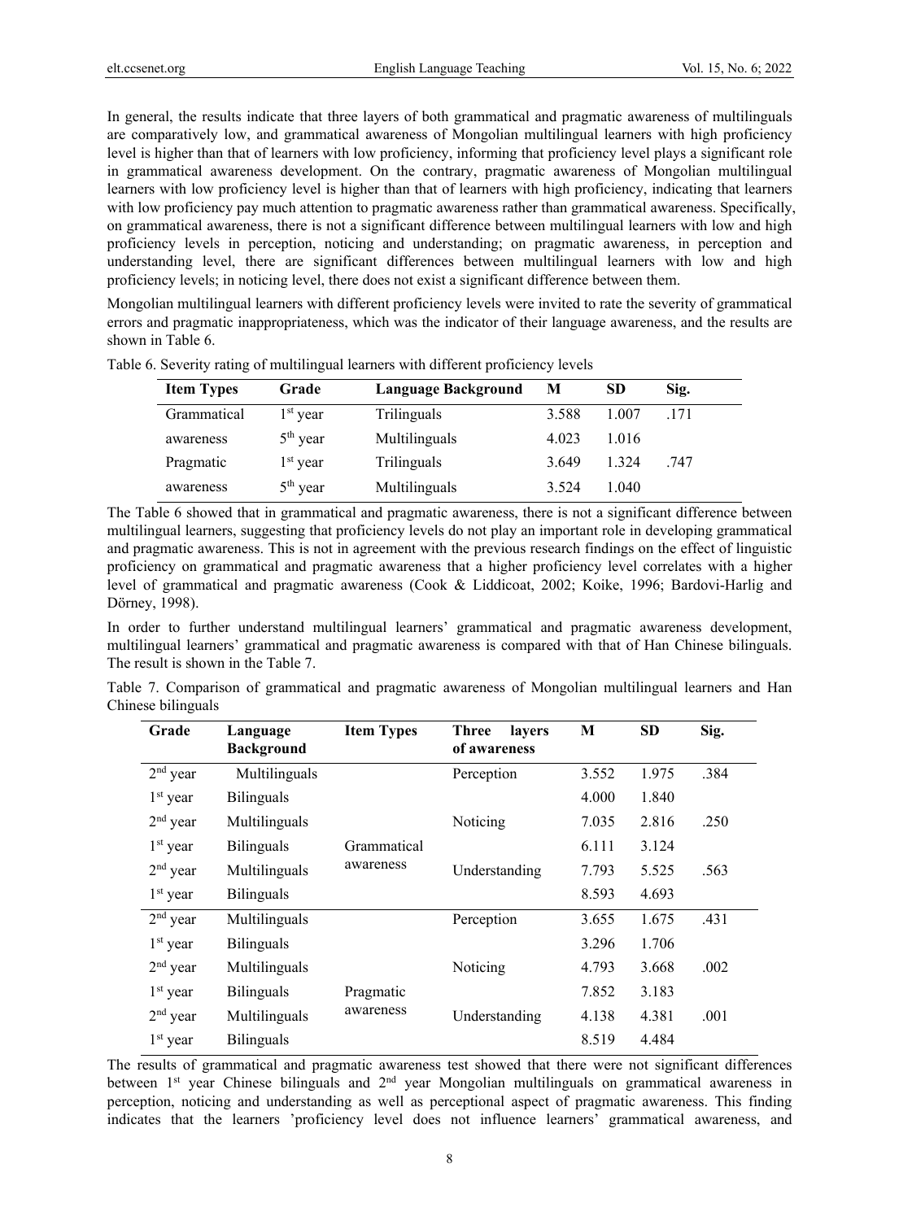In general, the results indicate that three layers of both grammatical and pragmatic awareness of multilinguals are comparatively low, and grammatical awareness of Mongolian multilingual learners with high proficiency level is higher than that of learners with low proficiency, informing that proficiency level plays a significant role in grammatical awareness development. On the contrary, pragmatic awareness of Mongolian multilingual learners with low proficiency level is higher than that of learners with high proficiency, indicating that learners with low proficiency pay much attention to pragmatic awareness rather than grammatical awareness. Specifically, on grammatical awareness, there is not a significant difference between multilingual learners with low and high proficiency levels in perception, noticing and understanding; on pragmatic awareness, in perception and understanding level, there are significant differences between multilingual learners with low and high proficiency levels; in noticing level, there does not exist a significant difference between them.

Mongolian multilingual learners with different proficiency levels were invited to rate the severity of grammatical errors and pragmatic inappropriateness, which was the indicator of their language awareness, and the results are shown in Table 6.

Table 6. Severity rating of multilingual learners with different proficiency levels

| Item Types | Grade | Language Background | M | SD | Sig. |
|---|---|---|---|---|---|
| Grammatical awareness | 1st year | Trilinguals | 3.588 | 1.007 | .171 |
| | 5th year | Multilinguals | 4.023 | 1.016 | |
| Pragmatic awareness | 1st year | Trilinguals | 3.649 | 1.324 | .747 |
| | 5th year | Multilinguals | 3.524 | 1.040 | |

The Table 6 showed that in grammatical and pragmatic awareness, there is not a significant difference between multilingual learners, suggesting that proficiency levels do not play an important role in developing grammatical and pragmatic awareness. This is not in agreement with the previous research findings on the effect of linguistic proficiency on grammatical and pragmatic awareness that a higher proficiency level correlates with a higher level of grammatical and pragmatic awareness (Cook & Liddicoat, 2002; Koike, 1996; Bardovi-Harlig and Dörney, 1998).

In order to further understand multilingual learners' grammatical and pragmatic awareness development, multilingual learners' grammatical and pragmatic awareness is compared with that of Han Chinese bilinguals. The result is shown in the Table 7.

Table 7. Comparison of grammatical and pragmatic awareness of Mongolian multilingual learners and Han Chinese bilinguals

| Grade | Language Background | Item Types | Three layers of awareness | M | SD | Sig. |
|---|---|---|---|---|---|---|
| 2nd year | Multilinguals | Grammatical awareness | Perception | 3.552 | 1.975 | .384 |
| 1st year | Bilinguals | | | 4.000 | 1.840 | |
| 2nd year | Multilinguals | | Noticing | 7.035 | 2.816 | .250 |
| 1st year | Bilinguals | | | 6.111 | 3.124 | |
| 2nd year | Multilinguals | | Understanding | 7.793 | 5.525 | .563 |
| 1st year | Bilinguals | | | 8.593 | 4.693 | |
| 2nd year | Multilinguals | Pragmatic awareness | Perception | 3.655 | 1.675 | .431 |
| 1st year | Bilinguals | | | 3.296 | 1.706 | |
| 2nd year | Multilinguals | | Noticing | 4.793 | 3.668 | .002 |
| 1st year | Bilinguals | | | 7.852 | 3.183 | |
| 2nd year | Multilinguals | | Understanding | 4.138 | 4.381 | .001 |
| 1st year | Bilinguals | | | 8.519 | 4.484 | |

The results of grammatical and pragmatic awareness test showed that there were not significant differences between 1st year Chinese bilinguals and 2nd year Mongolian multilinguals on grammatical awareness in perception, noticing and understanding as well as perceptional aspect of pragmatic awareness. This finding indicates that the learners 'proficiency level does not influence learners' grammatical awareness, and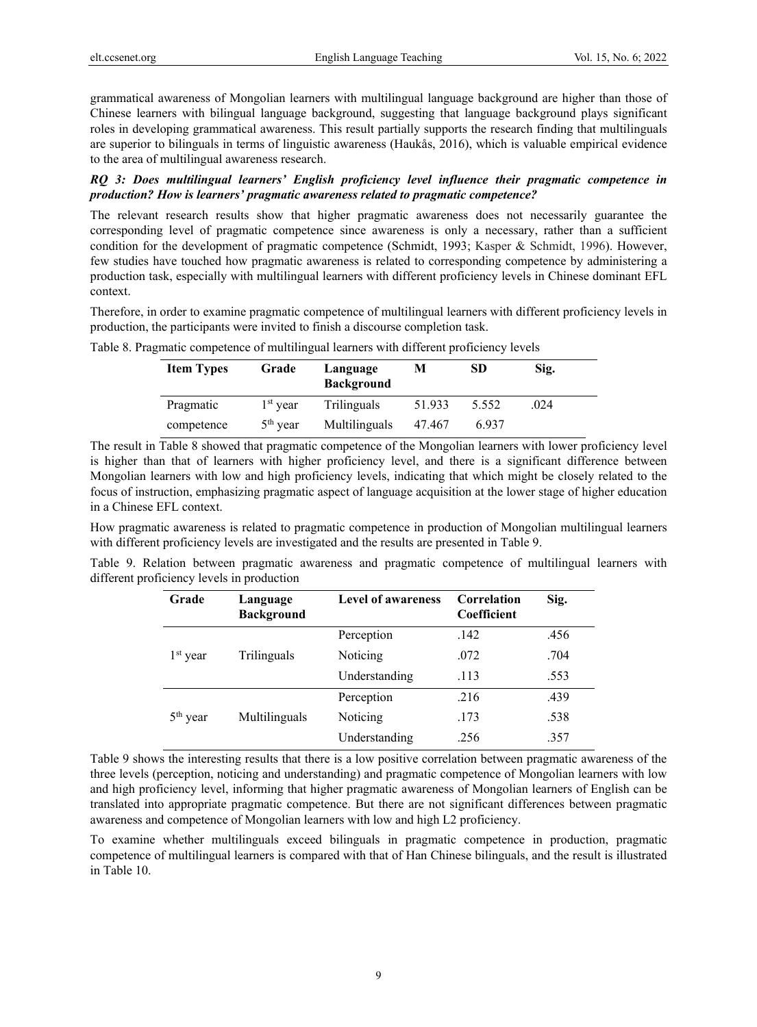grammatical awareness of Mongolian learners with multilingual language background are higher than those of Chinese learners with bilingual language background, suggesting that language background plays significant roles in developing grammatical awareness. This result partially supports the research finding that multilinguals are superior to bilinguals in terms of linguistic awareness (Haukås, 2016), which is valuable empirical evidence to the area of multilingual awareness research.

***RQ 3: Does multilingual learners' English proficiency level influence their pragmatic competence in production? How is learners' pragmatic awareness related to pragmatic competence?***

The relevant research results show that higher pragmatic awareness does not necessarily guarantee the corresponding level of pragmatic competence since awareness is only a necessary, rather than a sufficient condition for the development of pragmatic competence (Schmidt, 1993; Kasper & Schmidt, 1996). However, few studies have touched how pragmatic awareness is related to corresponding competence by administering a production task, especially with multilingual learners with different proficiency levels in Chinese dominant EFL context.

Therefore, in order to examine pragmatic competence of multilingual learners with different proficiency levels in production, the participants were invited to finish a discourse completion task.

Table 8. Pragmatic competence of multilingual learners with different proficiency levels

| Item Types | Grade | Language Background | M | SD | Sig. |
|---|---|---|---|---|---|
| Pragmatic | 1st year | Trilinguals | 51.933 | 5.552 | .024 |
| competence | 5th year | Multilinguals | 47.467 | 6.937 | |

The result in Table 8 showed that pragmatic competence of the Mongolian learners with lower proficiency level is higher than that of learners with higher proficiency level, and there is a significant difference between Mongolian learners with low and high proficiency levels, indicating that which might be closely related to the focus of instruction, emphasizing pragmatic aspect of language acquisition at the lower stage of higher education in a Chinese EFL context.

How pragmatic awareness is related to pragmatic competence in production of Mongolian multilingual learners with different proficiency levels are investigated and the results are presented in Table 9.

Table 9. Relation between pragmatic awareness and pragmatic competence of multilingual learners with different proficiency levels in production

| Grade | Language Background | Level of awareness | Correlation Coefficient | Sig. |
|---|---|---|---|---|
| 1st year | Trilinguals | Perception | .142 | .456 |
| | | Noticing | .072 | .704 |
| | | Understanding | .113 | .553 |
| 5th year | Multilinguals | Perception | .216 | .439 |
| | | Noticing | .173 | .538 |
| | | Understanding | .256 | .357 |

Table 9 shows the interesting results that there is a low positive correlation between pragmatic awareness of the three levels (perception, noticing and understanding) and pragmatic competence of Mongolian learners with low and high proficiency level, informing that higher pragmatic awareness of Mongolian learners of English can be translated into appropriate pragmatic competence. But there are not significant differences between pragmatic awareness and competence of Mongolian learners with low and high L2 proficiency.

To examine whether multilinguals exceed bilinguals in pragmatic competence in production, pragmatic competence of multilingual learners is compared with that of Han Chinese bilinguals, and the result is illustrated in Table 10.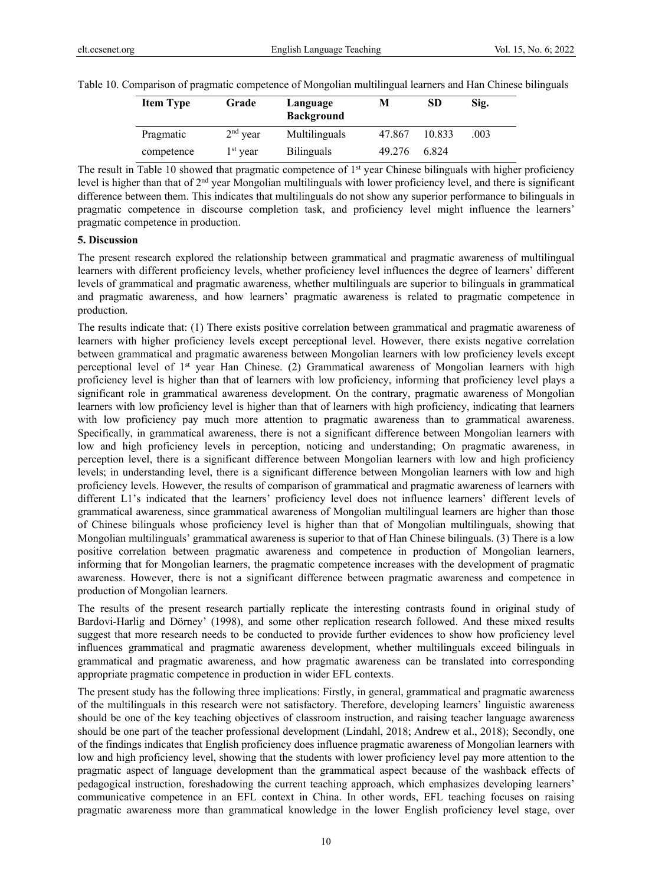Table 10. Comparison of pragmatic competence of Mongolian multilingual learners and Han Chinese bilinguals

| Item Type | Grade | Language Background | M | SD | Sig. |
|---|---|---|---|---|---|
| Pragmatic competence | 2nd year | Multilinguals | 47.867 | 10.833 | .003 |
| | 1st year | Bilinguals | 49.276 | 6.824 | |

The result in Table 10 showed that pragmatic competence of 1st year Chinese bilinguals with higher proficiency level is higher than that of 2nd year Mongolian multilinguals with lower proficiency level, and there is significant difference between them. This indicates that multilinguals do not show any superior performance to bilinguals in pragmatic competence in discourse completion task, and proficiency level might influence the learners' pragmatic competence in production.

## 5. Discussion

The present research explored the relationship between grammatical and pragmatic awareness of multilingual learners with different proficiency levels, whether proficiency level influences the degree of learners' different levels of grammatical and pragmatic awareness, whether multilinguals are superior to bilinguals in grammatical and pragmatic awareness, and how learners' pragmatic awareness is related to pragmatic competence in production.

The results indicate that: (1) There exists positive correlation between grammatical and pragmatic awareness of learners with higher proficiency levels except perceptional level. However, there exists negative correlation between grammatical and pragmatic awareness between Mongolian learners with low proficiency levels except perceptional level of 1st year Han Chinese. (2) Grammatical awareness of Mongolian learners with high proficiency level is higher than that of learners with low proficiency, informing that proficiency level plays a significant role in grammatical awareness development. On the contrary, pragmatic awareness of Mongolian learners with low proficiency level is higher than that of learners with high proficiency, indicating that learners with low proficiency pay much more attention to pragmatic awareness than to grammatical awareness. Specifically, in grammatical awareness, there is not a significant difference between Mongolian learners with low and high proficiency levels in perception, noticing and understanding; On pragmatic awareness, in perception level, there is a significant difference between Mongolian learners with low and high proficiency levels; in understanding level, there is a significant difference between Mongolian learners with low and high proficiency levels. However, the results of comparison of grammatical and pragmatic awareness of learners with different L1's indicated that the learners' proficiency level does not influence learners' different levels of grammatical awareness, since grammatical awareness of Mongolian multilingual learners are higher than those of Chinese bilinguals whose proficiency level is higher than that of Mongolian multilinguals, showing that Mongolian multilinguals' grammatical awareness is superior to that of Han Chinese bilinguals. (3) There is a low positive correlation between pragmatic awareness and competence in production of Mongolian learners, informing that for Mongolian learners, the pragmatic competence increases with the development of pragmatic awareness. However, there is not a significant difference between pragmatic awareness and competence in production of Mongolian learners.

The results of the present research partially replicate the interesting contrasts found in original study of Bardovi-Harlig and Dörney' (1998), and some other replication research followed. And these mixed results suggest that more research needs to be conducted to provide further evidences to show how proficiency level influences grammatical and pragmatic awareness development, whether multilinguals exceed bilinguals in grammatical and pragmatic awareness, and how pragmatic awareness can be translated into corresponding appropriate pragmatic competence in production in wider EFL contexts.

The present study has the following three implications: Firstly, in general, grammatical and pragmatic awareness of the multilinguals in this research were not satisfactory. Therefore, developing learners' linguistic awareness should be one of the key teaching objectives of classroom instruction, and raising teacher language awareness should be one part of the teacher professional development (Lindahl, 2018; Andrew et al., 2018); Secondly, one of the findings indicates that English proficiency does influence pragmatic awareness of Mongolian learners with low and high proficiency level, showing that the students with lower proficiency level pay more attention to the pragmatic aspect of language development than the grammatical aspect because of the washback effects of pedagogical instruction, foreshadowing the current teaching approach, which emphasizes developing learners' communicative competence in an EFL context in China. In other words, EFL teaching focuses on raising pragmatic awareness more than grammatical knowledge in the lower English proficiency level stage, over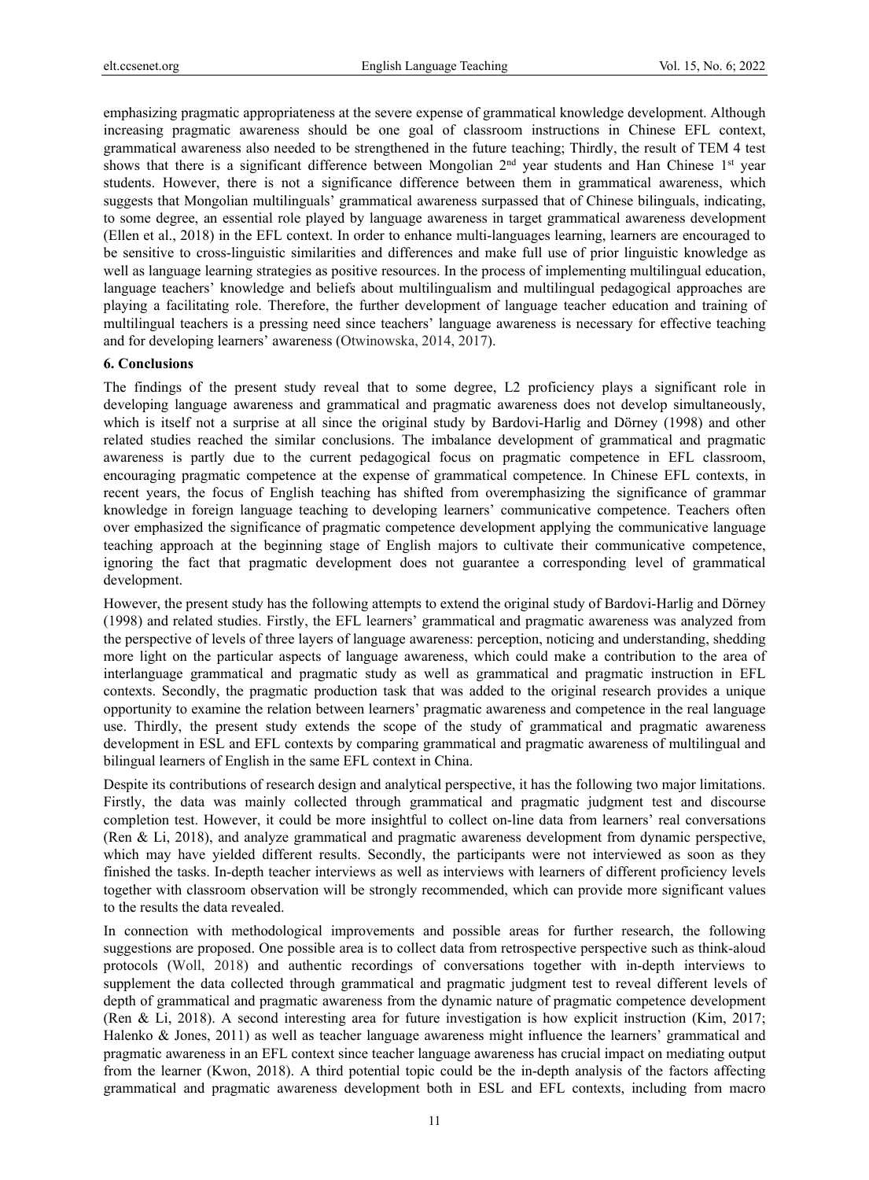emphasizing pragmatic appropriateness at the severe expense of grammatical knowledge development. Although increasing pragmatic awareness should be one goal of classroom instructions in Chinese EFL context, grammatical awareness also needed to be strengthened in the future teaching; Thirdly, the result of TEM 4 test shows that there is a significant difference between Mongolian 2nd year students and Han Chinese 1st year students. However, there is not a significance difference between them in grammatical awareness, which suggests that Mongolian multilinguals' grammatical awareness surpassed that of Chinese bilinguals, indicating, to some degree, an essential role played by language awareness in target grammatical awareness development (Ellen et al., 2018) in the EFL context. In order to enhance multi-languages learning, learners are encouraged to be sensitive to cross-linguistic similarities and differences and make full use of prior linguistic knowledge as well as language learning strategies as positive resources. In the process of implementing multilingual education, language teachers' knowledge and beliefs about multilingualism and multilingual pedagogical approaches are playing a facilitating role. Therefore, the further development of language teacher education and training of multilingual teachers is a pressing need since teachers' language awareness is necessary for effective teaching and for developing learners' awareness (Otwinowska, 2014, 2017).

## 6. Conclusions

The findings of the present study reveal that to some degree, L2 proficiency plays a significant role in developing language awareness and grammatical and pragmatic awareness does not develop simultaneously, which is itself not a surprise at all since the original study by Bardovi-Harlig and Dörney (1998) and other related studies reached the similar conclusions. The imbalance development of grammatical and pragmatic awareness is partly due to the current pedagogical focus on pragmatic competence in EFL classroom, encouraging pragmatic competence at the expense of grammatical competence. In Chinese EFL contexts, in recent years, the focus of English teaching has shifted from overemphasizing the significance of grammar knowledge in foreign language teaching to developing learners' communicative competence. Teachers often over emphasized the significance of pragmatic competence development applying the communicative language teaching approach at the beginning stage of English majors to cultivate their communicative competence, ignoring the fact that pragmatic development does not guarantee a corresponding level of grammatical development.

However, the present study has the following attempts to extend the original study of Bardovi-Harlig and Dörney (1998) and related studies. Firstly, the EFL learners' grammatical and pragmatic awareness was analyzed from the perspective of levels of three layers of language awareness: perception, noticing and understanding, shedding more light on the particular aspects of language awareness, which could make a contribution to the area of interlanguage grammatical and pragmatic study as well as grammatical and pragmatic instruction in EFL contexts. Secondly, the pragmatic production task that was added to the original research provides a unique opportunity to examine the relation between learners' pragmatic awareness and competence in the real language use. Thirdly, the present study extends the scope of the study of grammatical and pragmatic awareness development in ESL and EFL contexts by comparing grammatical and pragmatic awareness of multilingual and bilingual learners of English in the same EFL context in China.

Despite its contributions of research design and analytical perspective, it has the following two major limitations. Firstly, the data was mainly collected through grammatical and pragmatic judgment test and discourse completion test. However, it could be more insightful to collect on-line data from learners' real conversations (Ren & Li, 2018), and analyze grammatical and pragmatic awareness development from dynamic perspective, which may have yielded different results. Secondly, the participants were not interviewed as soon as they finished the tasks. In-depth teacher interviews as well as interviews with learners of different proficiency levels together with classroom observation will be strongly recommended, which can provide more significant values to the results the data revealed.

In connection with methodological improvements and possible areas for further research, the following suggestions are proposed. One possible area is to collect data from retrospective perspective such as think-aloud protocols (Woll, 2018) and authentic recordings of conversations together with in-depth interviews to supplement the data collected through grammatical and pragmatic judgment test to reveal different levels of depth of grammatical and pragmatic awareness from the dynamic nature of pragmatic competence development (Ren & Li, 2018). A second interesting area for future investigation is how explicit instruction (Kim, 2017; Halenko & Jones, 2011) as well as teacher language awareness might influence the learners' grammatical and pragmatic awareness in an EFL context since teacher language awareness has crucial impact on mediating output from the learner (Kwon, 2018). A third potential topic could be the in-depth analysis of the factors affecting grammatical and pragmatic awareness development both in ESL and EFL contexts, including from macro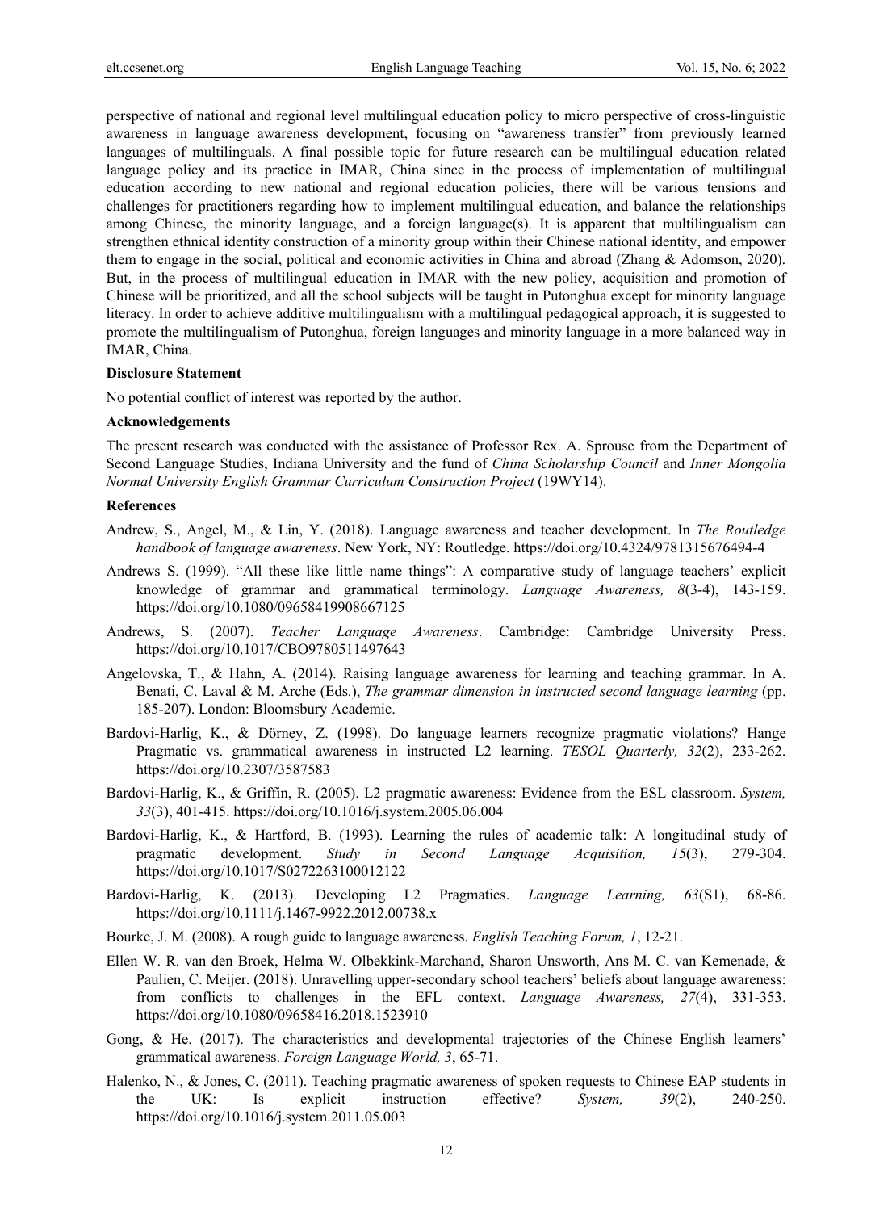perspective of national and regional level multilingual education policy to micro perspective of cross-linguistic awareness in language awareness development, focusing on "awareness transfer" from previously learned languages of multilinguals. A final possible topic for future research can be multilingual education related language policy and its practice in IMAR, China since in the process of implementation of multilingual education according to new national and regional education policies, there will be various tensions and challenges for practitioners regarding how to implement multilingual education, and balance the relationships among Chinese, the minority language, and a foreign language(s). It is apparent that multilingualism can strengthen ethnical identity construction of a minority group within their Chinese national identity, and empower them to engage in the social, political and economic activities in China and abroad (Zhang & Adomson, 2020). But, in the process of multilingual education in IMAR with the new policy, acquisition and promotion of Chinese will be prioritized, and all the school subjects will be taught in Putonghua except for minority language literacy. In order to achieve additive multilingualism with a multilingual pedagogical approach, it is suggested to promote the multilingualism of Putonghua, foreign languages and minority language in a more balanced way in IMAR, China.

**Disclosure Statement**

No potential conflict of interest was reported by the author.

**Acknowledgements**

The present research was conducted with the assistance of Professor Rex. A. Sprouse from the Department of Second Language Studies, Indiana University and the fund of *China Scholarship Council* and *Inner Mongolia Normal University English Grammar Curriculum Construction Project* (19WY14).

**References**

Andrew, S., Angel, M., & Lin, Y. (2018). Language awareness and teacher development. In *The Routledge handbook of language awareness*. New York, NY: Routledge. https://doi.org/10.4324/9781315676494-4

Andrews S. (1999). "All these like little name things": A comparative study of language teachers' explicit knowledge of grammar and grammatical terminology. *Language Awareness, 8*(3-4), 143-159. https://doi.org/10.1080/09658419908667125

Andrews, S. (2007). *Teacher Language Awareness*. Cambridge: Cambridge University Press. https://doi.org/10.1017/CBO9780511497643

Angelovska, T., & Hahn, A. (2014). Raising language awareness for learning and teaching grammar. In A. Benati, C. Laval & M. Arche (Eds.), *The grammar dimension in instructed second language learning* (pp. 185-207). London: Bloomsbury Academic.

Bardovi-Harlig, K., & Dörney, Z. (1998). Do language learners recognize pragmatic violations? Hange Pragmatic vs. grammatical awareness in instructed L2 learning. *TESOL Quarterly, 32*(2), 233-262. https://doi.org/10.2307/3587583

Bardovi-Harlig, K., & Griffin, R. (2005). L2 pragmatic awareness: Evidence from the ESL classroom. *System, 33*(3), 401-415. https://doi.org/10.1016/j.system.2005.06.004

Bardovi-Harlig, K., & Hartford, B. (1993). Learning the rules of academic talk: A longitudinal study of pragmatic development. *Study in Second Language Acquisition, 15*(3), 279-304. https://doi.org/10.1017/S0272263100012122

Bardovi-Harlig, K. (2013). Developing L2 Pragmatics. *Language Learning, 63*(S1), 68-86. https://doi.org/10.1111/j.1467-9922.2012.00738.x

Bourke, J. M. (2008). A rough guide to language awareness. *English Teaching Forum, 1*, 12-21.

Ellen W. R. van den Broek, Helma W. Olbekkink-Marchand, Sharon Unsworth, Ans M. C. van Kemenade, & Paulien, C. Meijer. (2018). Unravelling upper-secondary school teachers' beliefs about language awareness: from conflicts to challenges in the EFL context. *Language Awareness, 27*(4), 331-353. https://doi.org/10.1080/09658416.2018.1523910

Gong, & He. (2017). The characteristics and developmental trajectories of the Chinese English learners' grammatical awareness. *Foreign Language World, 3*, 65-71.

Halenko, N., & Jones, C. (2011). Teaching pragmatic awareness of spoken requests to Chinese EAP students in the UK: Is explicit instruction effective? *System, 39*(2), 240-250. https://doi.org/10.1016/j.system.2011.05.003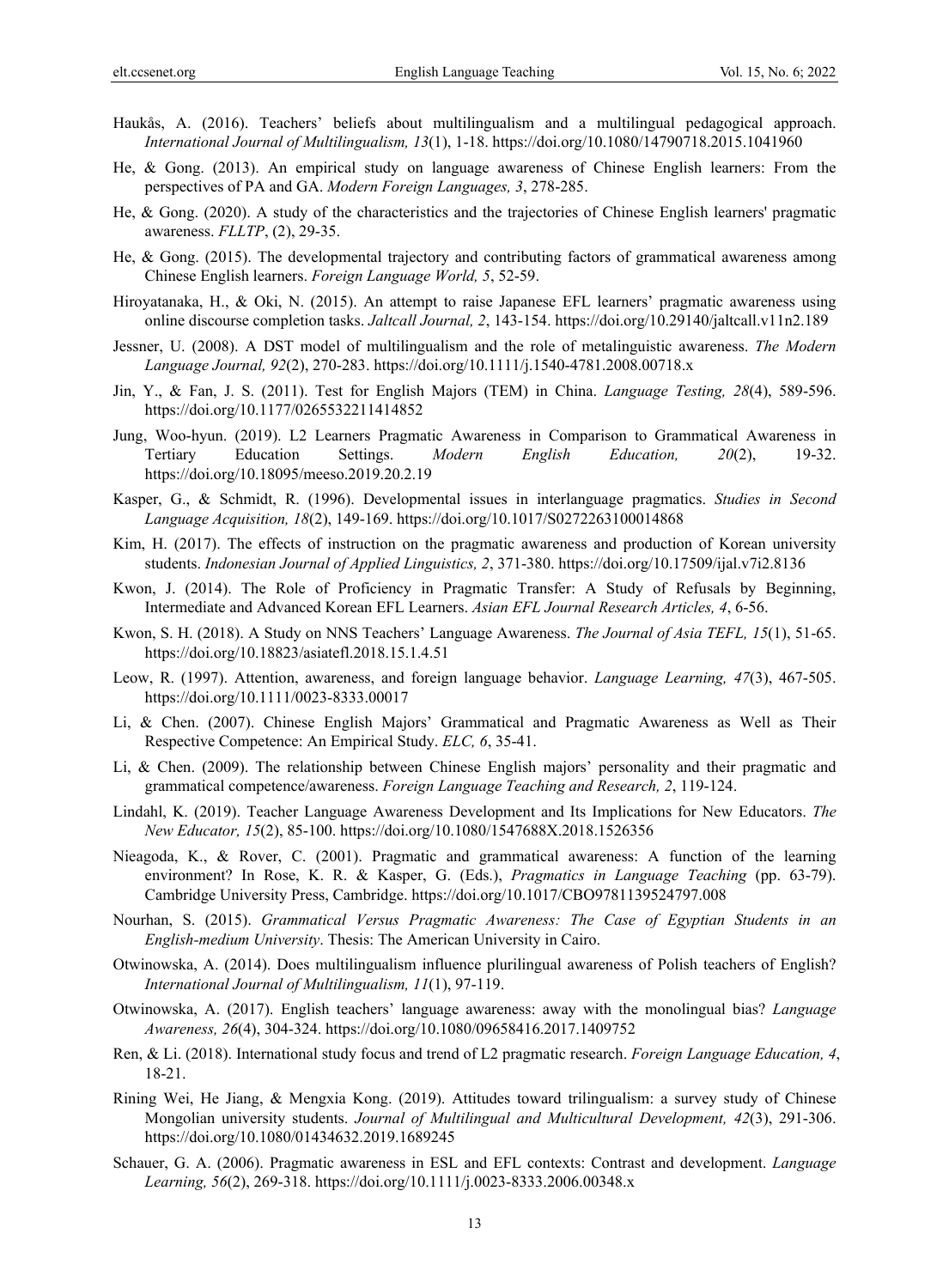Haukås, A. (2016). Teachers' beliefs about multilingualism and a multilingual pedagogical approach. *International Journal of Multilingualism, 13*(1), 1-18. https://doi.org/10.1080/14790718.2015.1041960

He, & Gong. (2013). An empirical study on language awareness of Chinese English learners: From the perspectives of PA and GA. *Modern Foreign Languages, 3*, 278-285.

He, & Gong. (2020). A study of the characteristics and the trajectories of Chinese English learners' pragmatic awareness. *FLLTP*, (2), 29-35.

He, & Gong. (2015). The developmental trajectory and contributing factors of grammatical awareness among Chinese English learners. *Foreign Language World, 5*, 52-59.

Hiroyatanaka, H., & Oki, N. (2015). An attempt to raise Japanese EFL learners' pragmatic awareness using online discourse completion tasks. *Jaltcall Journal, 2*, 143-154. https://doi.org/10.29140/jaltcall.v11n2.189

Jessner, U. (2008). A DST model of multilingualism and the role of metalinguistic awareness. *The Modern Language Journal, 92*(2), 270-283. https://doi.org/10.1111/j.1540-4781.2008.00718.x

Jin, Y., & Fan, J. S. (2011). Test for English Majors (TEM) in China. *Language Testing, 28*(4), 589-596. https://doi.org/10.1177/0265532211414852

Jung, Woo-hyun. (2019). L2 Learners Pragmatic Awareness in Comparison to Grammatical Awareness in Tertiary Education Settings. *Modern English Education, 20*(2), 19-32. https://doi.org/10.18095/meeso.2019.20.2.19

Kasper, G., & Schmidt, R. (1996). Developmental issues in interlanguage pragmatics. *Studies in Second Language Acquisition, 18*(2), 149-169. https://doi.org/10.1017/S0272263100014868

Kim, H. (2017). The effects of instruction on the pragmatic awareness and production of Korean university students. *Indonesian Journal of Applied Linguistics, 2*, 371-380. https://doi.org/10.17509/ijal.v7i2.8136

Kwon, J. (2014). The Role of Proficiency in Pragmatic Transfer: A Study of Refusals by Beginning, Intermediate and Advanced Korean EFL Learners. *Asian EFL Journal Research Articles, 4*, 6-56.

Kwon, S. H. (2018). A Study on NNS Teachers' Language Awareness. *The Journal of Asia TEFL, 15*(1), 51-65. https://doi.org/10.18823/asiatefl.2018.15.1.4.51

Leow, R. (1997). Attention, awareness, and foreign language behavior. *Language Learning, 47*(3), 467-505. https://doi.org/10.1111/0023-8333.00017

Li, & Chen. (2007). Chinese English Majors' Grammatical and Pragmatic Awareness as Well as Their Respective Competence: An Empirical Study. *ELC, 6*, 35-41.

Li, & Chen. (2009). The relationship between Chinese English majors' personality and their pragmatic and grammatical competence/awareness. *Foreign Language Teaching and Research, 2*, 119-124.

Lindahl, K. (2019). Teacher Language Awareness Development and Its Implications for New Educators. *The New Educator, 15*(2), 85-100. https://doi.org/10.1080/1547688X.2018.1526356

Nieagoda, K., & Rover, C. (2001). Pragmatic and grammatical awareness: A function of the learning environment? In Rose, K. R. & Kasper, G. (Eds.), *Pragmatics in Language Teaching* (pp. 63-79). Cambridge University Press, Cambridge. https://doi.org/10.1017/CBO9781139524797.008

Nourhan, S. (2015). *Grammatical Versus Pragmatic Awareness: The Case of Egyptian Students in an English-medium University*. Thesis: The American University in Cairo.

Otwinowska, A. (2014). Does multilingualism influence plurilingual awareness of Polish teachers of English? *International Journal of Multilingualism, 11*(1), 97-119.

Otwinowska, A. (2017). English teachers' language awareness: away with the monolingual bias? *Language Awareness, 26*(4), 304-324. https://doi.org/10.1080/09658416.2017.1409752

Ren, & Li. (2018). International study focus and trend of L2 pragmatic research. *Foreign Language Education, 4*, 18-21.

Rining Wei, He Jiang, & Mengxia Kong. (2019). Attitudes toward trilingualism: a survey study of Chinese Mongolian university students. *Journal of Multilingual and Multicultural Development, 42*(3), 291-306. https://doi.org/10.1080/01434632.2019.1689245

Schauer, G. A. (2006). Pragmatic awareness in ESL and EFL contexts: Contrast and development. *Language Learning, 56*(2), 269-318. https://doi.org/10.1111/j.0023-8333.2006.00348.x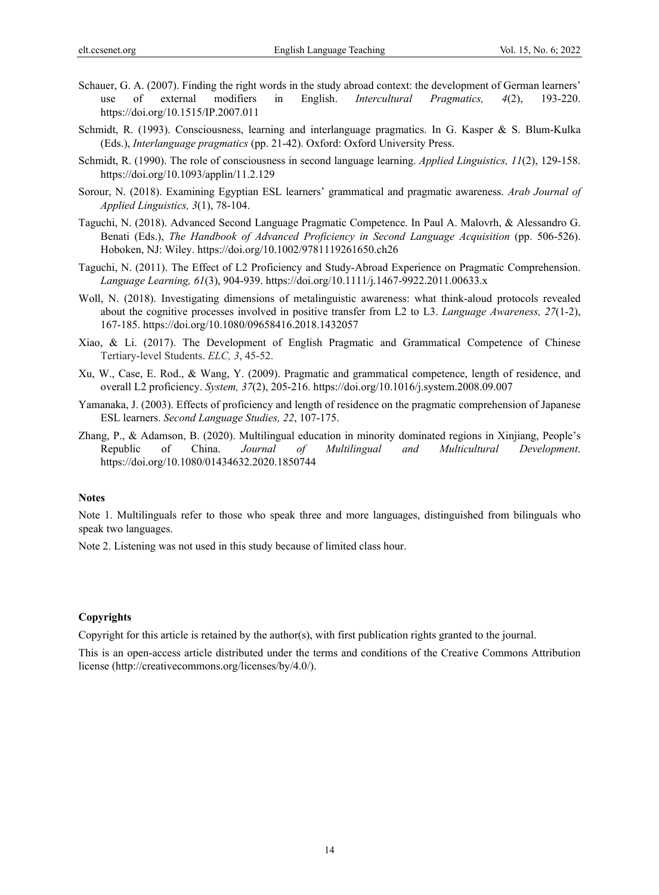Schauer, G. A. (2007). Finding the right words in the study abroad context: the development of German learners' use of external modifiers in English. *Intercultural Pragmatics, 4*(2), 193-220. https://doi.org/10.1515/IP.2007.011

Schmidt, R. (1993). Consciousness, learning and interlanguage pragmatics. In G. Kasper & S. Blum-Kulka (Eds.), *Interlanguage pragmatics* (pp. 21-42). Oxford: Oxford University Press.

Schmidt, R. (1990). The role of consciousness in second language learning. *Applied Linguistics, 11*(2), 129-158. https://doi.org/10.1093/applin/11.2.129

Sorour, N. (2018). Examining Egyptian ESL learners' grammatical and pragmatic awareness. *Arab Journal of Applied Linguistics, 3*(1), 78-104.

Taguchi, N. (2018). Advanced Second Language Pragmatic Competence. In Paul A. Malovrh, & Alessandro G. Benati (Eds.), *The Handbook of Advanced Proficiency in Second Language Acquisition* (pp. 506-526). Hoboken, NJ: Wiley. https://doi.org/10.1002/9781119261650.ch26

Taguchi, N. (2011). The Effect of L2 Proficiency and Study-Abroad Experience on Pragmatic Comprehension. *Language Learning, 61*(3), 904-939. https://doi.org/10.1111/j.1467-9922.2011.00633.x

Woll, N. (2018). Investigating dimensions of metalinguistic awareness: what think-aloud protocols revealed about the cognitive processes involved in positive transfer from L2 to L3. *Language Awareness, 27*(1-2), 167-185. https://doi.org/10.1080/09658416.2018.1432057

Xiao, & Li. (2017). The Development of English Pragmatic and Grammatical Competence of Chinese Tertiary-level Students. *ELC, 3*, 45-52.

Xu, W., Case, E. Rod., & Wang, Y. (2009). Pragmatic and grammatical competence, length of residence, and overall L2 proficiency. *System, 37*(2), 205-216. https://doi.org/10.1016/j.system.2008.09.007

Yamanaka, J. (2003). Effects of proficiency and length of residence on the pragmatic comprehension of Japanese ESL learners. *Second Language Studies, 22*, 107-175.

Zhang, P., & Adamson, B. (2020). Multilingual education in minority dominated regions in Xinjiang, People's Republic of China. *Journal of Multilingual and Multicultural Development*. https://doi.org/10.1080/01434632.2020.1850744

**Notes**

Note 1. Multilinguals refer to those who speak three and more languages, distinguished from bilinguals who speak two languages.

Note 2. Listening was not used in this study because of limited class hour.

**Copyrights**

Copyright for this article is retained by the author(s), with first publication rights granted to the journal.

This is an open-access article distributed under the terms and conditions of the Creative Commons Attribution license (http://creativecommons.org/licenses/by/4.0/).